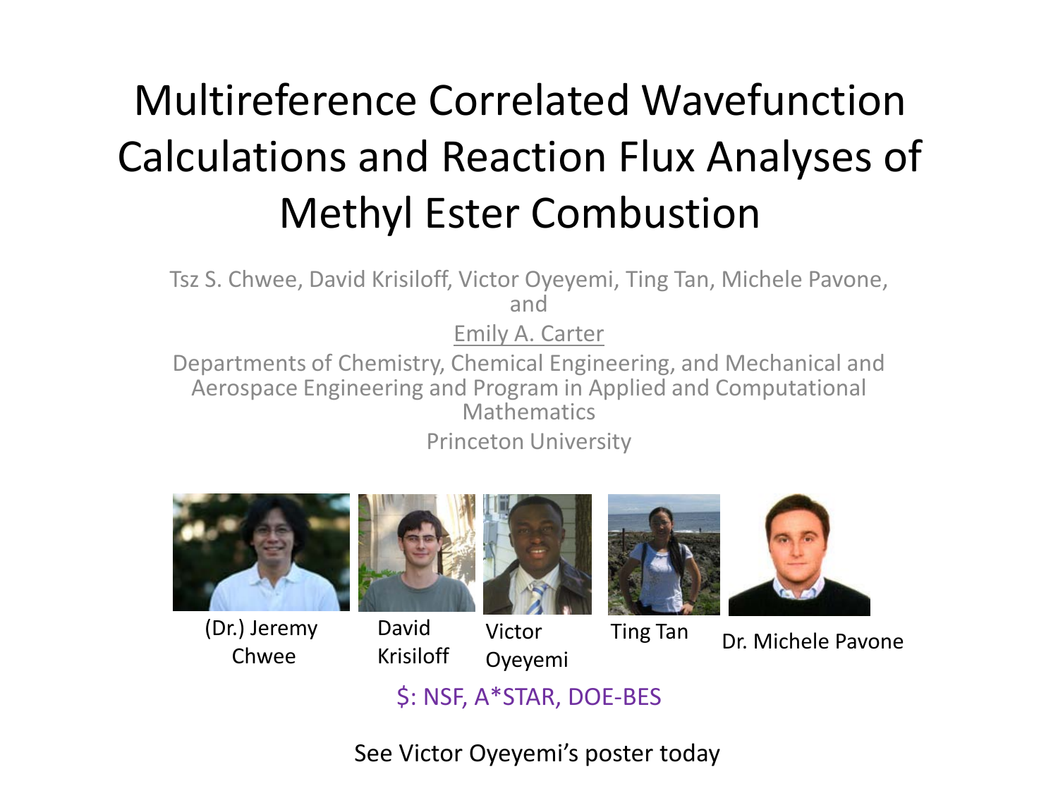# Multireference Correlated Wavefunction Calculations and Reaction Flux Analyses of Methyl Ester Combustion

Tsz S. Chwee, David Krisiloff, Victor Oyeyemi, Ting Tan, Michele Pavone, and

Emily A. Carter

Departments of Chemistry, Chemical Engineering, and Mechanical and Aerospace Engineering and Program in Applied and Computational Mathematics

Princeton University

(Dr.) Jeremy Chwee

David Krisiloff

Victor Oyeyemi

Ting Tan

Dr. Michele Pavone

$: NSF, A*STAR, DOE-BES

See Victor Oyeyemi's poster today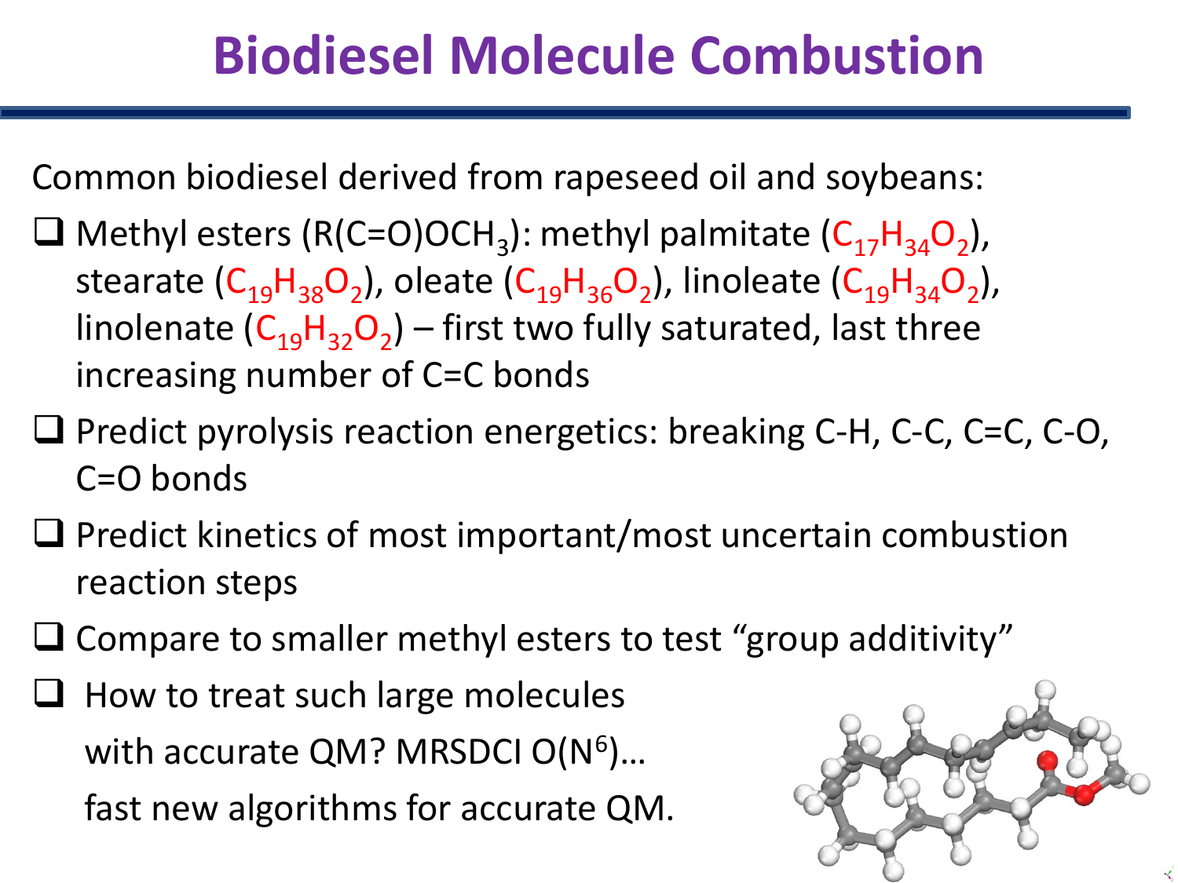# Biodiesel Molecule Combustion

Common biodiesel derived from rapeseed oil and soybeans:

- Methyl esters (R(C=O)$OCH_3$): methyl palmitate ($C_{17}H_{34}O_2$), stearate ($C_{19}H_{38}O_2$), oleate ($C_{19}H_{36}O_2$), linoleate ($C_{19}H_{34}O_2$), linolenate ($C_{19}H_{32}O_2$) – first two fully saturated, last three increasing number of C=C bonds
- Predict pyrolysis reaction energetics: breaking C-H, C-C, C=C, C-O, C=O bonds
- Predict kinetics of most important/most uncertain combustion reaction steps
- Compare to smaller methyl esters to test "group additivity"
- How to treat such large molecules with accurate QM? MRSDCI $O(N^6)$… fast new algorithms for accurate QM.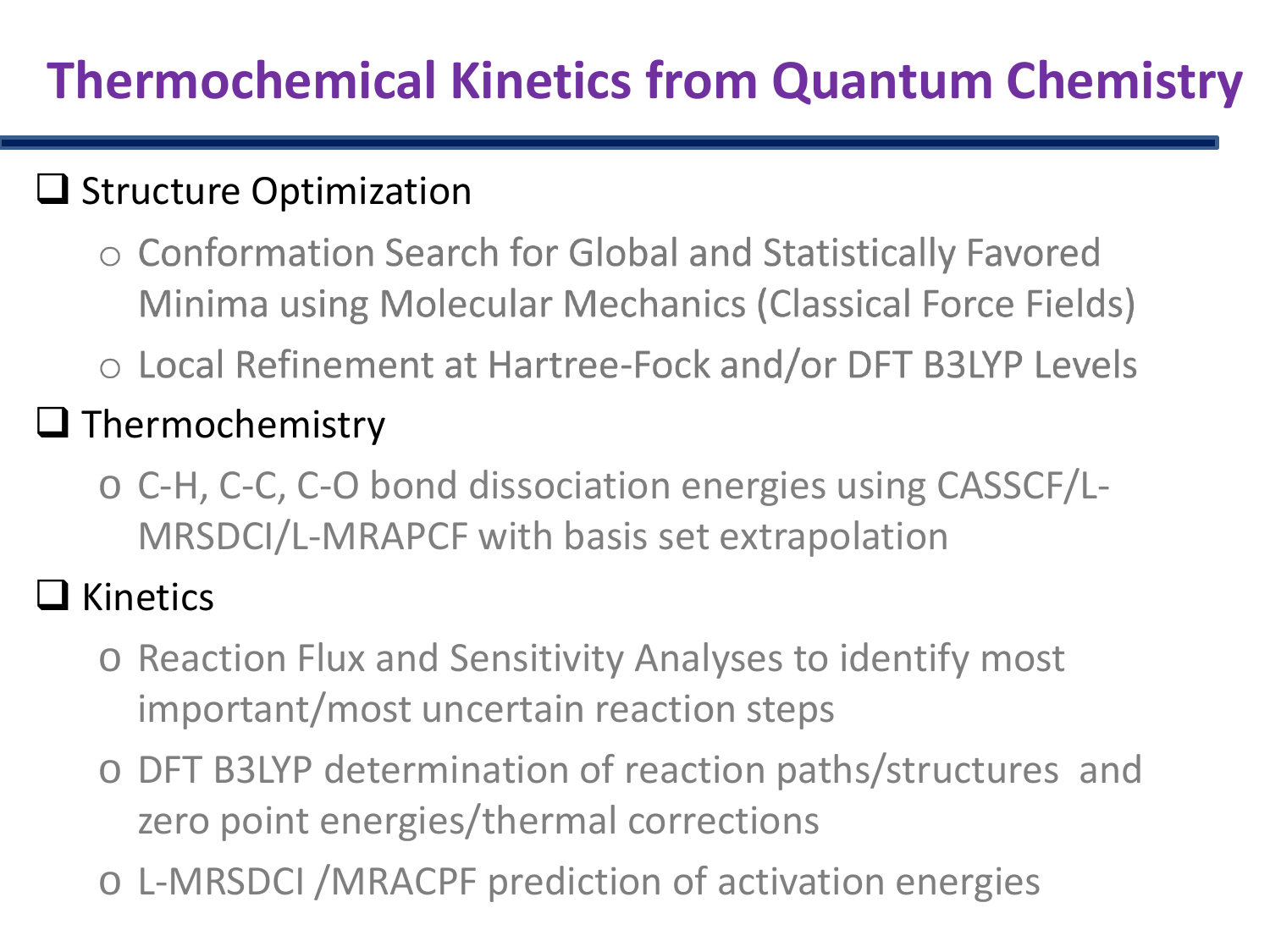# Thermochemical Kinetics from Quantum Chemistry

- Structure Optimization
  - Conformation Search for Global and Statistically Favored Minima using Molecular Mechanics (Classical Force Fields)
  - Local Refinement at Hartree-Fock and/or DFT B3LYP Levels
- Thermochemistry
  - C-H, C-C, C-O bond dissociation energies using CASSCF/L-MRSDCI/L-MRAPCF with basis set extrapolation
- Kinetics
  - Reaction Flux and Sensitivity Analyses to identify most important/most uncertain reaction steps
  - DFT B3LYP determination of reaction paths/structures and zero point energies/thermal corrections
  - L-MRSDCI /MRACPF prediction of activation energies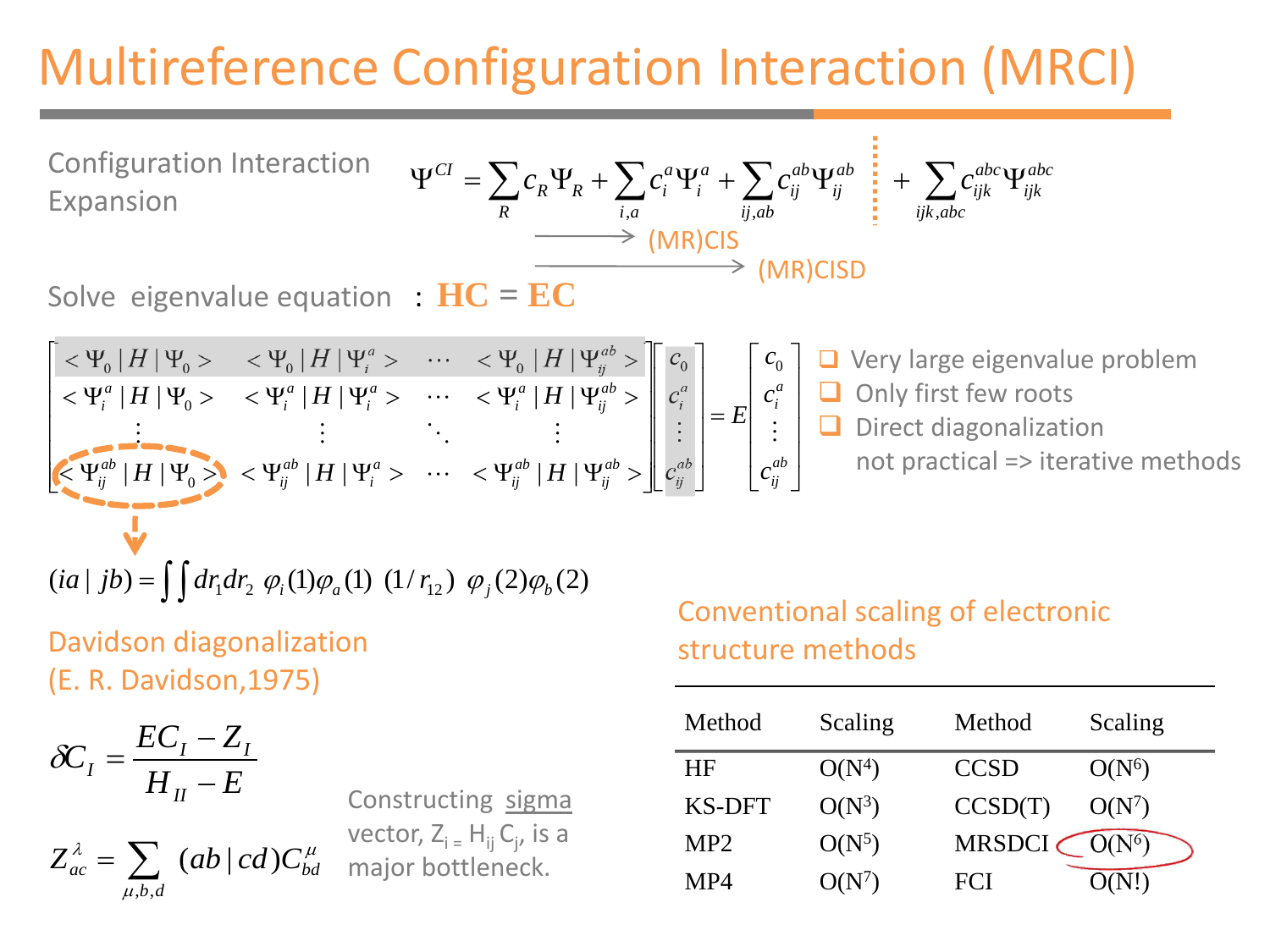# Multireference Configuration Interaction (MRCI)

Configuration Interaction Expansion

$$\Psi^{CI} = \sum_R c_R \Psi_R + \sum_{i,a} c_i^a \Psi_i^a + \sum_{ij,ab} c_{ij}^{ab} \Psi_{ij}^{ab} + \sum_{ijk,abc} c_{ijk}^{abc} \Psi_{ijk}^{abc}$$

→ (MR)CIS

→ (MR)CISD

Solve eigenvalue equation : **HC = EC**

$$\begin{bmatrix} <\Psi_0|H|\Psi_0> & <\Psi_0|H|\Psi_i^a> & \cdots & <\Psi_0|H|\Psi_{ij}^{ab}> \\ <\Psi_i^a|H|\Psi_0> & <\Psi_i^a|H|\Psi_i^a> & \cdots & <\Psi_i^a|H|\Psi_{ij}^{ab}> \\ \vdots & \vdots & \ddots & \vdots \\ <\Psi_{ij}^{ab}|H|\Psi_0> & <\Psi_{ij}^{ab}|H|\Psi_i^a> & \cdots & <\Psi_{ij}^{ab}|H|\Psi_{ij}^{ab}> \end{bmatrix} \begin{bmatrix} c_0 \\ c_i^a \\ \vdots \\ c_{ij}^{ab} \end{bmatrix} = E \begin{bmatrix} c_0 \\ c_i^a \\ \vdots \\ c_{ij}^{ab} \end{bmatrix}$$

- Very large eigenvalue problem
- Only first few roots
- Direct diagonalization not practical => iterative methods

$$(ia|jb) = \int\int dr_1 dr_2 \; \varphi_i(1)\varphi_a(1) \; (1/r_{12}) \; \varphi_j(2)\varphi_b(2)$$

## Davidson diagonalization (E. R. Davidson,1975)

$$\delta C_I = \frac{EC_I - Z_I}{H_{II} - E}$$

$$Z_{ac}^{\lambda} = \sum_{\mu,b,d} (ab|cd) C_{bd}^{\mu}$$

Constructing sigma vector, $Z_i = H_{ij} C_j$, is a major bottleneck.

## Conventional scaling of electronic structure methods

| Method | Scaling | Method | Scaling |
|---|---|---|---|
| HF | $O(N^4)$ | CCSD | $O(N^6)$ |
| KS-DFT | $O(N^3)$ | CCSD(T) | $O(N^7)$ |
| MP2 | $O(N^5)$ | MRSDCI | $O(N^6)$ |
| MP4 | $O(N^7)$ | FCI | $O(N!)$ |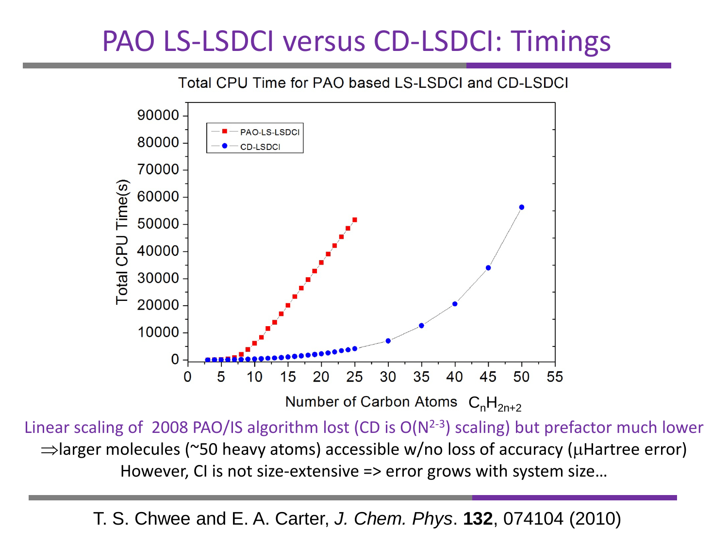# PAO LS-LSDCI versus CD-LSDCI: Timings

Total CPU Time for PAO based LS-LSDCI and CD-LSDCI

PAO-LS-LSDCI

CD-LSDCI

Total CPU Time(s)

0
10000
20000
30000
40000
50000
60000
70000
80000
90000

0 5 10 15 20 25 30 35 40 45 50 55

Number of Carbon Atoms $C_nH_{2n+2}$

Linear scaling of 2008 PAO/IS algorithm lost (CD is $O(N^{2\text{-}3})$ scaling) but prefactor much lower

$\Rightarrow$larger molecules (~50 heavy atoms) accessible w/no loss of accuracy ($\mu$Hartree error)

However, CI is not size-extensive => error grows with system size…

T. S. Chwee and E. A. Carter, *J. Chem. Phys*. **132**, 074104 (2010)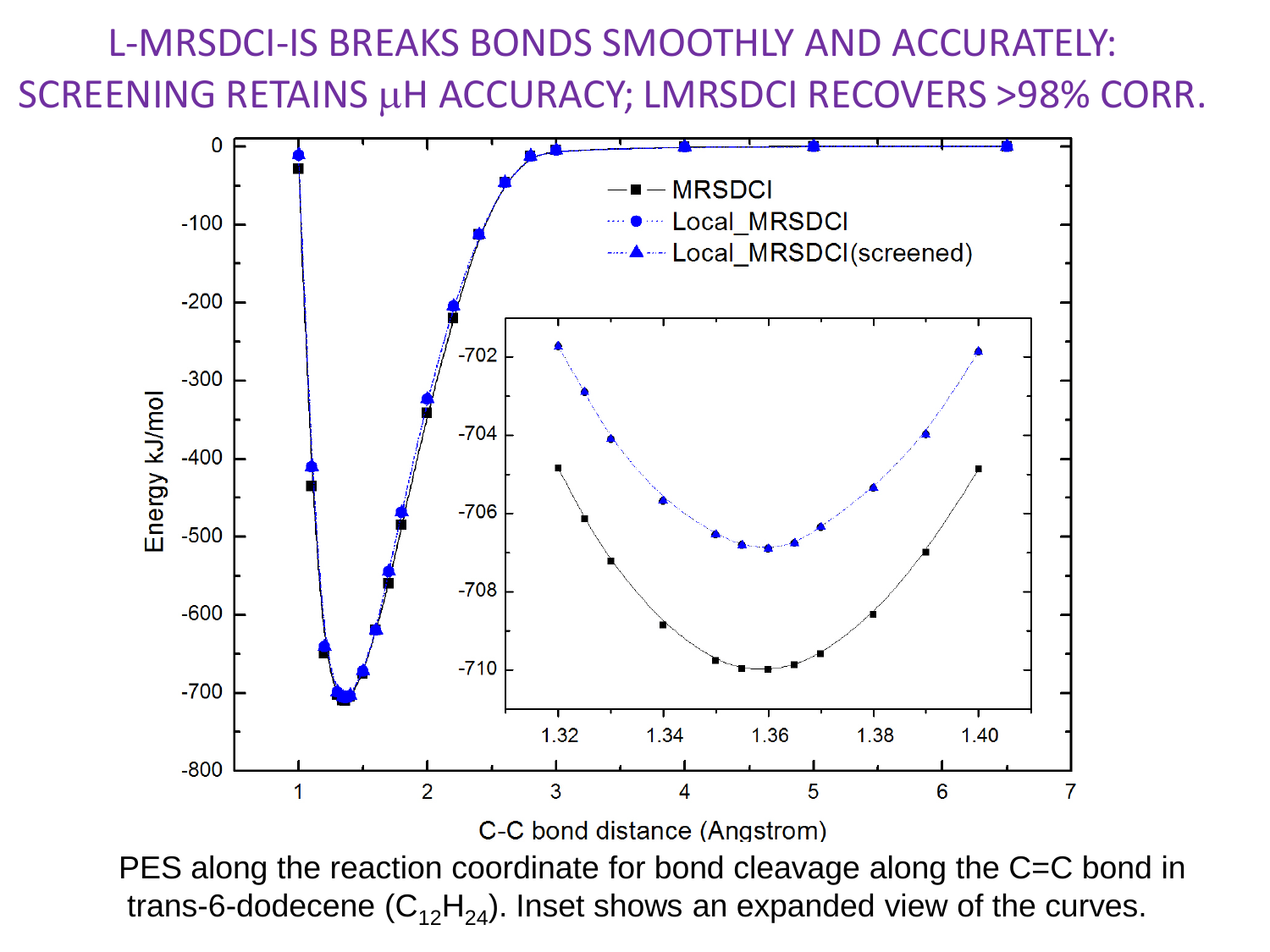# L-MRSDCI-IS BREAKS BONDS SMOOTHLY AND ACCURATELY: SCREENING RETAINS μH ACCURACY; LMRSDCI RECOVERS >98% CORR.

Energy kJ/mol

0
-100
-200
-300
-400
-500
-600
-700
-800

C-C bond distance (Angstrom)

1
2
3
4
5
6
7

MRSDCI

Local_MRSDCI

Local_MRSDCI(screened)

-702
-704
-706
-708
-710

1.32
1.34
1.36
1.38
1.40

PES along the reaction coordinate for bond cleavage along the C=C bond in trans-6-dodecene ($C_{12}H_{24}$). Inset shows an expanded view of the curves.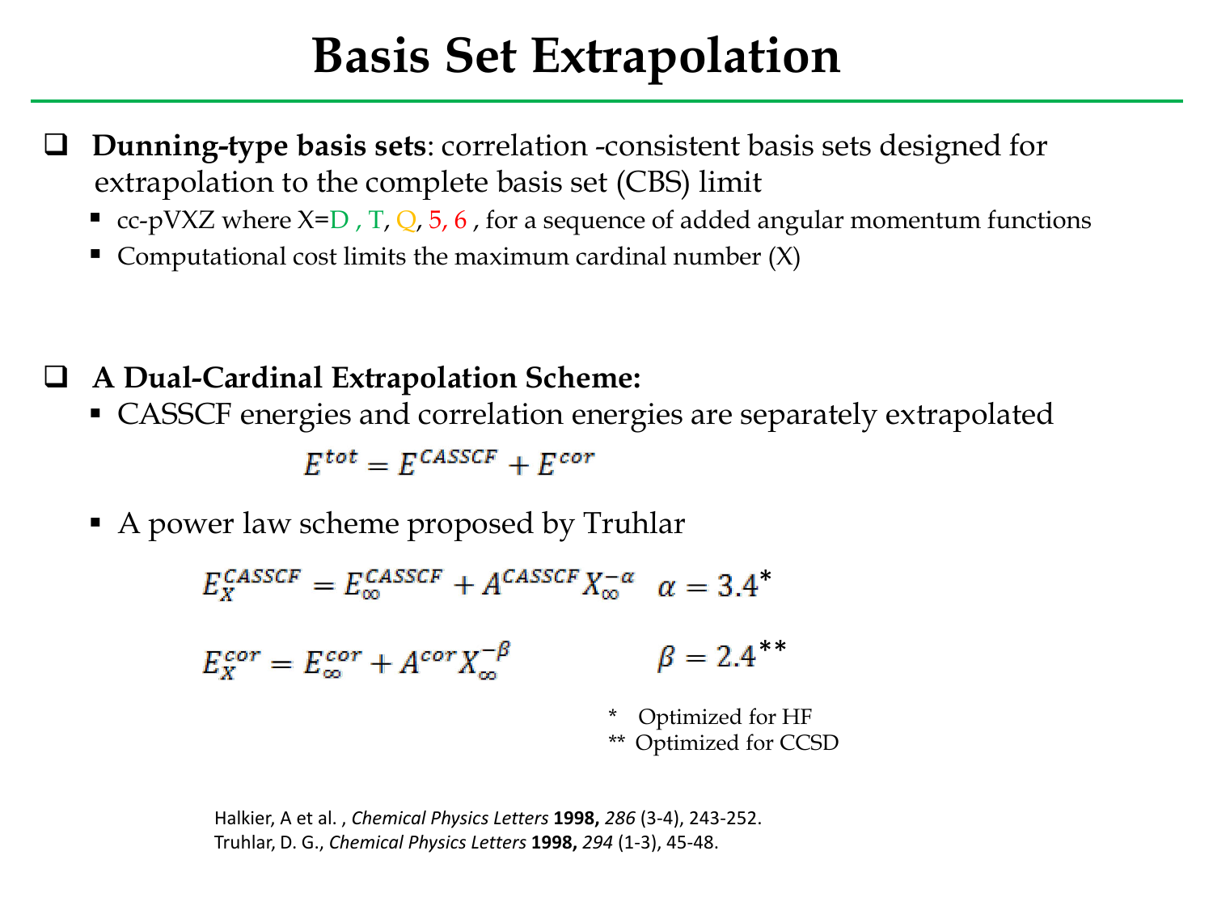# Basis Set Extrapolation

- **Dunning-type basis sets**: correlation -consistent basis sets designed for extrapolation to the complete basis set (CBS) limit
  - cc-pVXZ where X=D , T, Q, 5, 6 , for a sequence of added angular momentum functions
  - Computational cost limits the maximum cardinal number (X)

- **A Dual-Cardinal Extrapolation Scheme:**
  - CASSCF energies and correlation energies are separately extrapolated

$$E^{tot} = E^{CASSCF} + E^{cor}$$

  - A power law scheme proposed by Truhlar

$$E_X^{CASSCF} = E_\infty^{CASSCF} + A^{CASSCF} X_\infty^{-\alpha} \quad \alpha = 3.4^{*}$$

$$E_X^{cor} = E_\infty^{cor} + A^{cor} X_\infty^{-\beta} \quad \beta = 2.4^{**}$$

\* Optimized for HF
\** Optimized for CCSD

Halkier, A et al. , *Chemical Physics Letters* **1998,** *286* (3-4), 243-252.
Truhlar, D. G., *Chemical Physics Letters* **1998,** *294* (1-3), 45-48.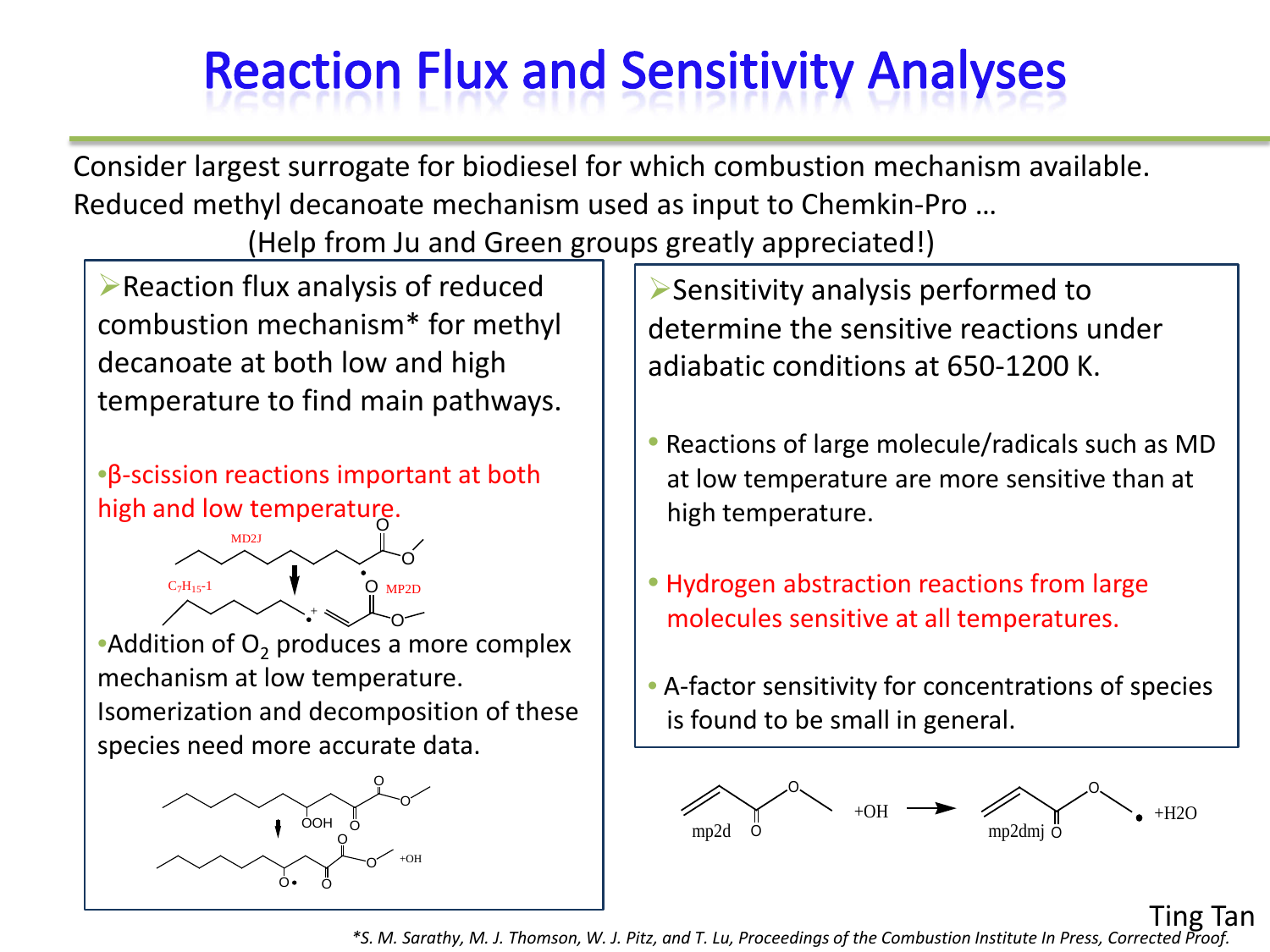# Reaction Flux and Sensitivity Analyses

Consider largest surrogate for biodiesel for which combustion mechanism available.
Reduced methyl decanoate mechanism used as input to Chemkin-Pro …
(Help from Ju and Green groups greatly appreciated!)

➢ Reaction flux analysis of reduced combustion mechanism* for methyl decanoate at both low and high temperature to find main pathways.

- β-scission reactions important at both high and low temperature.

MD2J

$C_7H_{15}$-1

MP2D

- Addition of $O_2$ produces a more complex mechanism at low temperature. Isomerization and decomposition of these species need more accurate data.

OOH

+OH

➢ Sensitivity analysis performed to determine the sensitive reactions under adiabatic conditions at 650-1200 K.

- Reactions of large molecule/radicals such as MD at low temperature are more sensitive than at high temperature.
- Hydrogen abstraction reactions from large molecules sensitive at all temperatures.
- A-factor sensitivity for concentrations of species is found to be small in general.

mp2d +OH → mp2dmj +H2O

Ting Tan

*S. M. Sarathy, M. J. Thomson, W. J. Pitz, and T. Lu, Proceedings of the Combustion Institute In Press, Corrected Proof.*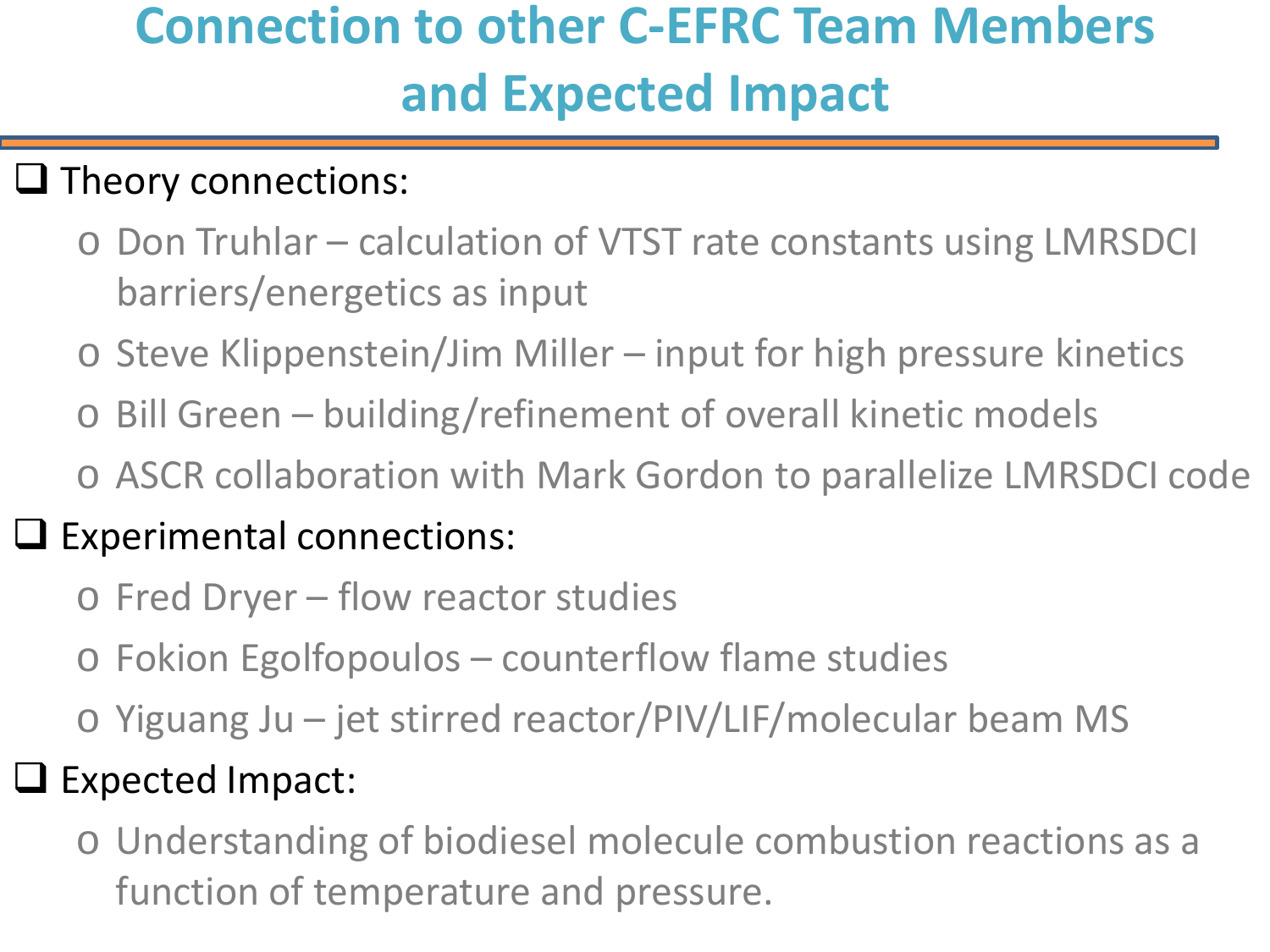# Connection to other C-EFRC Team Members and Expected Impact

- Theory connections:
  - Don Truhlar – calculation of VTST rate constants using LMRSDCI barriers/energetics as input
  - Steve Klippenstein/Jim Miller – input for high pressure kinetics
  - Bill Green – building/refinement of overall kinetic models
  - ASCR collaboration with Mark Gordon to parallelize LMRSDCI code
- Experimental connections:
  - Fred Dryer – flow reactor studies
  - Fokion Egolfopoulos – counterflow flame studies
  - Yiguang Ju – jet stirred reactor/PIV/LIF/molecular beam MS
- Expected Impact:
  - Understanding of biodiesel molecule combustion reactions as a function of temperature and pressure.